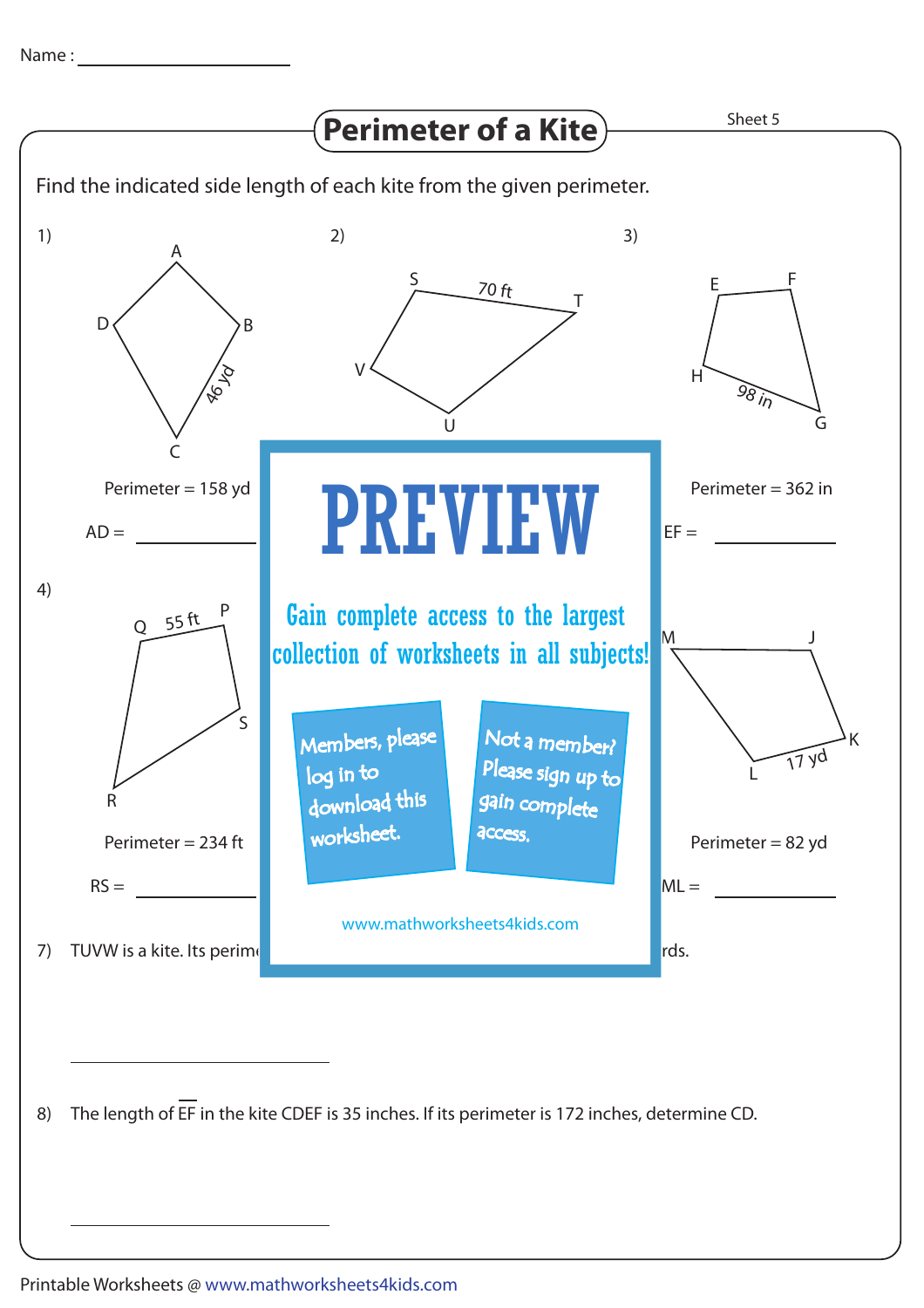Name : ____________________

# Perimeter of a Kite

Sheet 5

Find the indicated side length of each kite from the given perimeter.

1)

A, B, C, D — 46 yd

Perimeter = 158 yd

AD = ____________

2)

S, T, U, V — 70 ft

3)

E, F, G, H — 98 in

Perimeter = 362 in

EF = ____________

4)

Q, P, S, R — 55 ft

Perimeter = 234 ft

RS = ____________

M, J, K, L — 17 yd

Perimeter = 82 yd

ML = ____________

**PREVIEW**

Gain complete access to the largest collection of worksheets in all subjects!

Members, please log in to download this worksheet.

Not a member? Please sign up to gain complete access.

www.mathworksheets4kids.com

7) TUVW is a kite. Its perim... rds.

____________________

8) The length of $\overline{EF}$ in the kite CDEF is 35 inches. If its perimeter is 172 inches, determine CD.

____________________

Printable Worksheets @ www.mathworksheets4kids.com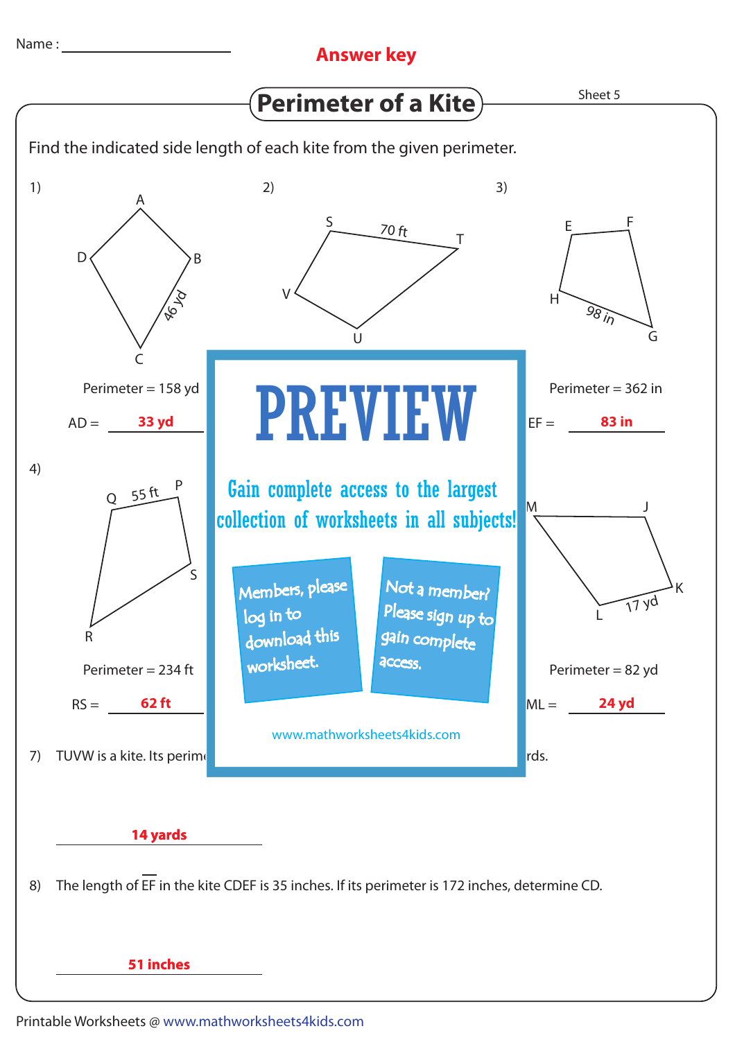Name : ____________________

**Answer key**

# Perimeter of a Kite

Sheet 5

Find the indicated side length of each kite from the given perimeter.

1)

A, B, C, D

46 yd

Perimeter = 158 yd

AD = **33 yd**

2)

S, T, U, V

70 ft

3)

E, F, G, H

98 in

Perimeter = 362 in

EF = **83 in**

4)

Q, P, S, R

55 ft

Perimeter = 234 ft

RS = **62 ft**

PREVIEW

Gain complete access to the largest collection of worksheets in all subjects!

Members, please log in to download this worksheet.

Not a member? Please sign up to gain complete access.

www.mathworksheets4kids.com

M, J, K, L

17 yd

Perimeter = 82 yd

ML = **24 yd**

7) TUVW is a kite. Its perim... ...rds.

**14 yards**

8) The length of $\overline{EF}$ in the kite CDEF is 35 inches. If its perimeter is 172 inches, determine CD.

**51 inches**

Printable Worksheets @ www.mathworksheets4kids.com